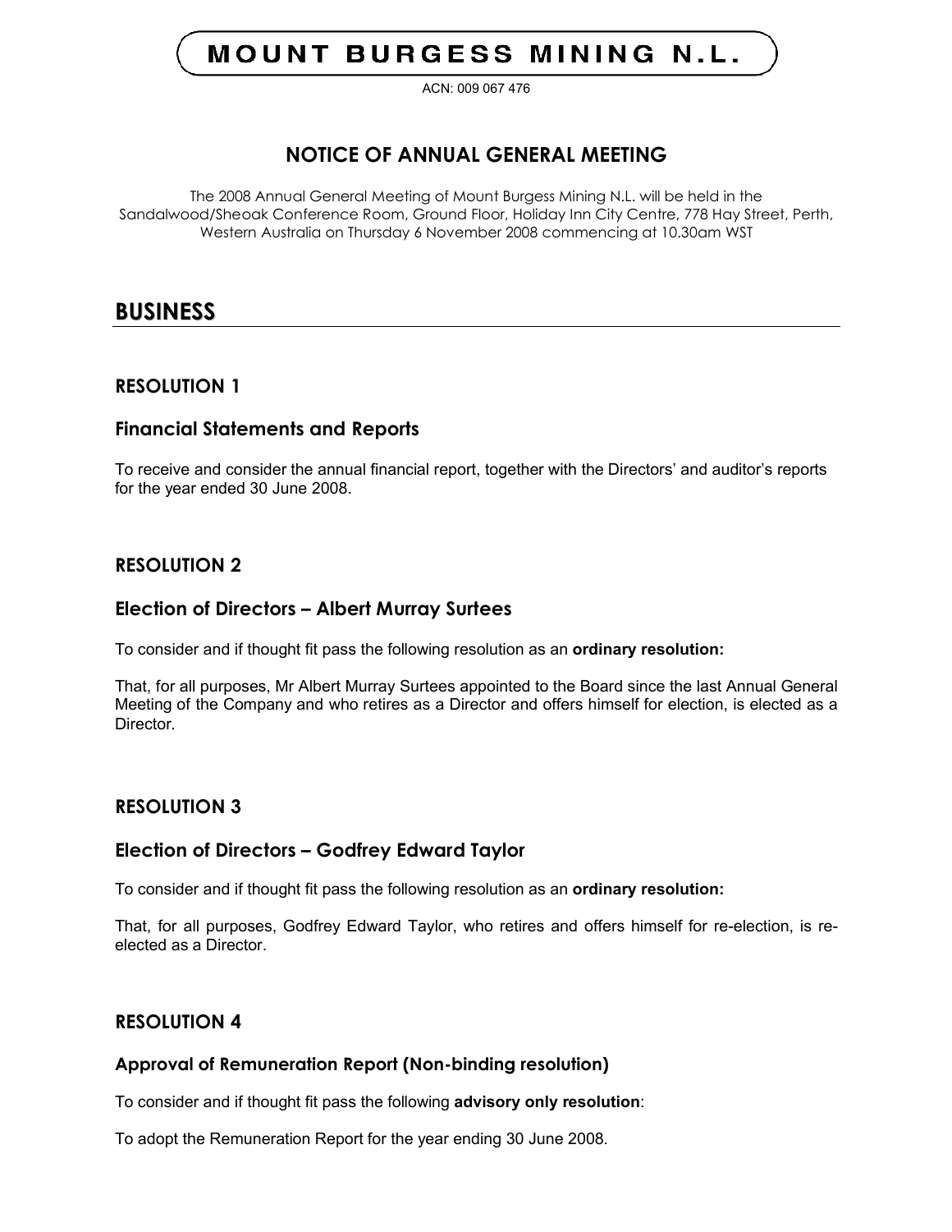# MOUNT BURGESS MINING N.L.

ACN: 009 067 476

## NOTICE OF ANNUAL GENERAL MEETING

The 2008 Annual General Meeting of Mount Burgess Mining N.L. will be held in the Sandalwood/Sheoak Conference Room, Ground Floor, Holiday Inn City Centre, 778 Hay Street, Perth, Western Australia on Thursday 6 November 2008 commencing at 10.30am WST

# BUSINESS

### RESOLUTION 1

### Financial Statements and Reports

To receive and consider the annual financial report, together with the Directors' and auditor's reports for the year ended 30 June 2008.

### RESOLUTION 2

### Election of Directors – Albert Murray Surtees

To consider and if thought fit pass the following resolution as an **ordinary resolution:**

That, for all purposes, Mr Albert Murray Surtees appointed to the Board since the last Annual General Meeting of the Company and who retires as a Director and offers himself for election, is elected as a Director.

### RESOLUTION 3

### Election of Directors – Godfrey Edward Taylor

To consider and if thought fit pass the following resolution as an **ordinary resolution:**

That, for all purposes, Godfrey Edward Taylor, who retires and offers himself for re-election, is re-elected as a Director.

### RESOLUTION 4

### Approval of Remuneration Report (Non-binding resolution)

To consider and if thought fit pass the following **advisory only resolution**:

To adopt the Remuneration Report for the year ending 30 June 2008.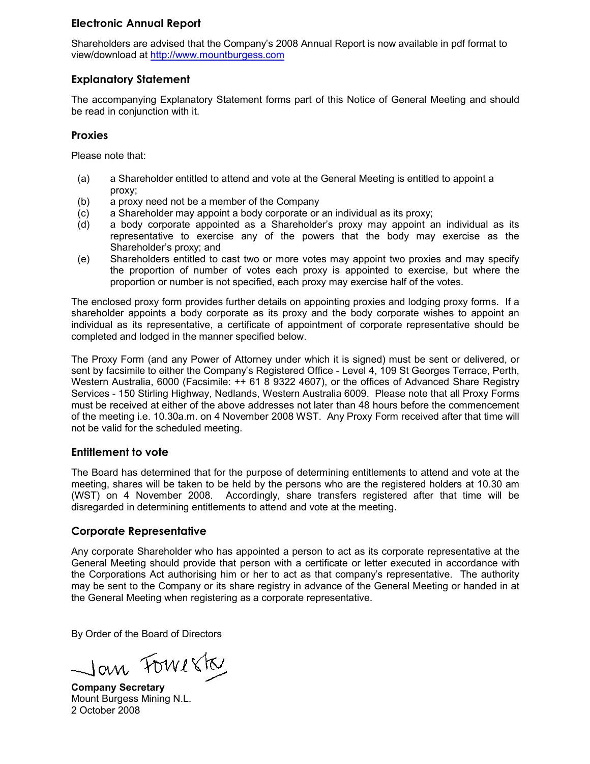## Electronic Annual Report

Shareholders are advised that the Company's 2008 Annual Report is now available in pdf format to view/download at http://www.mountburgess.com

## Explanatory Statement

The accompanying Explanatory Statement forms part of this Notice of General Meeting and should be read in conjunction with it.

## Proxies

Please note that:

(a) a Shareholder entitled to attend and vote at the General Meeting is entitled to appoint a proxy;

(b) a proxy need not be a member of the Company

(c) a Shareholder may appoint a body corporate or an individual as its proxy;

(d) a body corporate appointed as a Shareholder's proxy may appoint an individual as its representative to exercise any of the powers that the body may exercise as the Shareholder's proxy; and

(e) Shareholders entitled to cast two or more votes may appoint two proxies and may specify the proportion of number of votes each proxy is appointed to exercise, but where the proportion or number is not specified, each proxy may exercise half of the votes.

The enclosed proxy form provides further details on appointing proxies and lodging proxy forms. If a shareholder appoints a body corporate as its proxy and the body corporate wishes to appoint an individual as its representative, a certificate of appointment of corporate representative should be completed and lodged in the manner specified below.

The Proxy Form (and any Power of Attorney under which it is signed) must be sent or delivered, or sent by facsimile to either the Company's Registered Office - Level 4, 109 St Georges Terrace, Perth, Western Australia, 6000 (Facsimile: ++ 61 8 9322 4607), or the offices of Advanced Share Registry Services - 150 Stirling Highway, Nedlands, Western Australia 6009. Please note that all Proxy Forms must be received at either of the above addresses not later than 48 hours before the commencement of the meeting i.e. 10.30a.m. on 4 November 2008 WST. Any Proxy Form received after that time will not be valid for the scheduled meeting.

## Entitlement to vote

The Board has determined that for the purpose of determining entitlements to attend and vote at the meeting, shares will be taken to be held by the persons who are the registered holders at 10.30 am (WST) on 4 November 2008. Accordingly, share transfers registered after that time will be disregarded in determining entitlements to attend and vote at the meeting.

## Corporate Representative

Any corporate Shareholder who has appointed a person to act as its corporate representative at the General Meeting should provide that person with a certificate or letter executed in accordance with the Corporations Act authorising him or her to act as that company's representative. The authority may be sent to the Company or its share registry in advance of the General Meeting or handed in at the General Meeting when registering as a corporate representative.

By Order of the Board of Directors

Jan Forrester

**Company Secretary**
Mount Burgess Mining N.L.
2 October 2008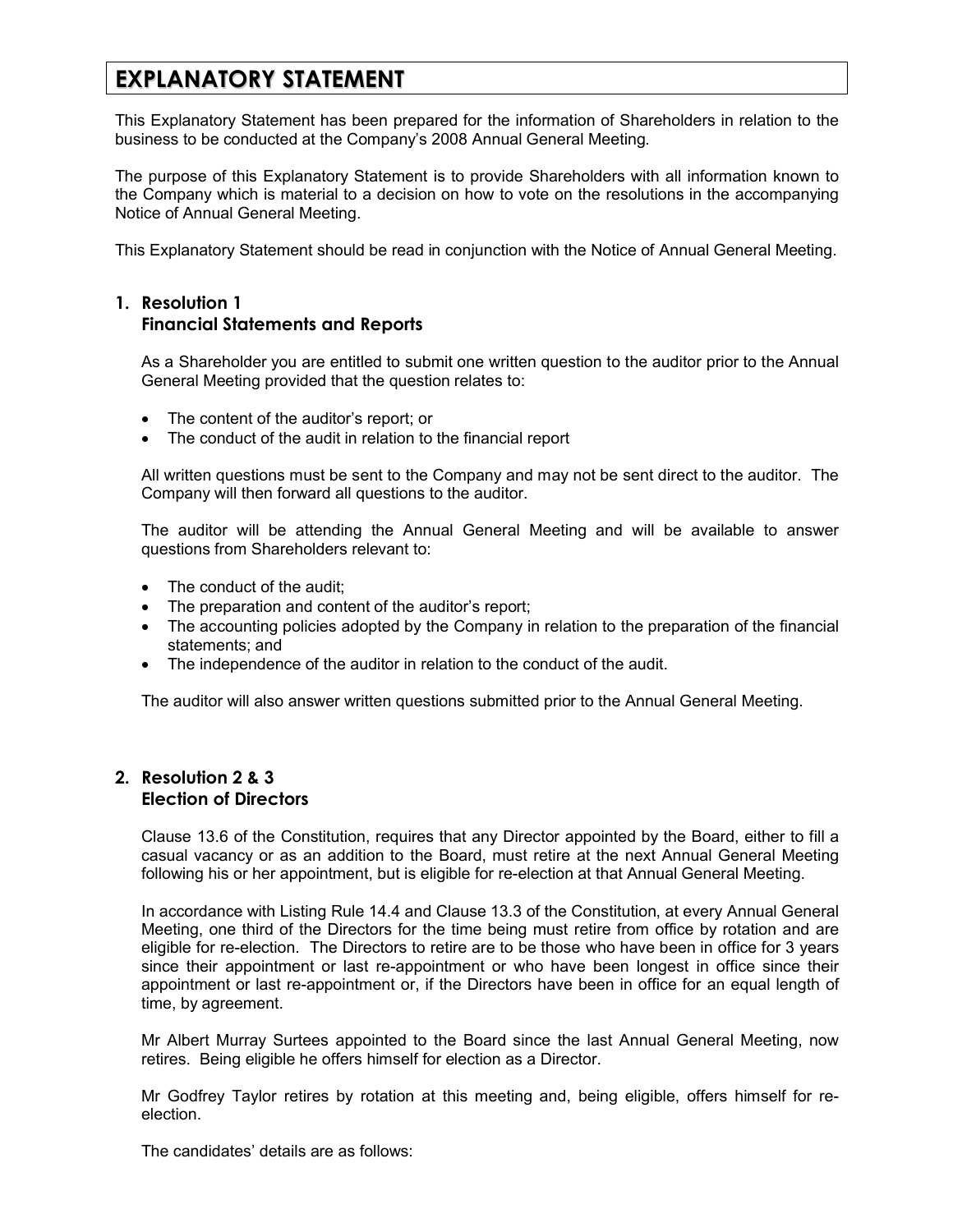# EXPLANATORY STATEMENT

This Explanatory Statement has been prepared for the information of Shareholders in relation to the business to be conducted at the Company's 2008 Annual General Meeting.

The purpose of this Explanatory Statement is to provide Shareholders with all information known to the Company which is material to a decision on how to vote on the resolutions in the accompanying Notice of Annual General Meeting.

This Explanatory Statement should be read in conjunction with the Notice of Annual General Meeting.

## 1. Resolution 1
## Financial Statements and Reports

As a Shareholder you are entitled to submit one written question to the auditor prior to the Annual General Meeting provided that the question relates to:

- The content of the auditor's report; or
- The conduct of the audit in relation to the financial report

All written questions must be sent to the Company and may not be sent direct to the auditor. The Company will then forward all questions to the auditor.

The auditor will be attending the Annual General Meeting and will be available to answer questions from Shareholders relevant to:

- The conduct of the audit;
- The preparation and content of the auditor's report;
- The accounting policies adopted by the Company in relation to the preparation of the financial statements; and
- The independence of the auditor in relation to the conduct of the audit.

The auditor will also answer written questions submitted prior to the Annual General Meeting.

## 2. Resolution 2 & 3
## Election of Directors

Clause 13.6 of the Constitution, requires that any Director appointed by the Board, either to fill a casual vacancy or as an addition to the Board, must retire at the next Annual General Meeting following his or her appointment, but is eligible for re-election at that Annual General Meeting.

In accordance with Listing Rule 14.4 and Clause 13.3 of the Constitution, at every Annual General Meeting, one third of the Directors for the time being must retire from office by rotation and are eligible for re-election. The Directors to retire are to be those who have been in office for 3 years since their appointment or last re-appointment or who have been longest in office since their appointment or last re-appointment or, if the Directors have been in office for an equal length of time, by agreement.

Mr Albert Murray Surtees appointed to the Board since the last Annual General Meeting, now retires. Being eligible he offers himself for election as a Director.

Mr Godfrey Taylor retires by rotation at this meeting and, being eligible, offers himself for re-election.

The candidates' details are as follows: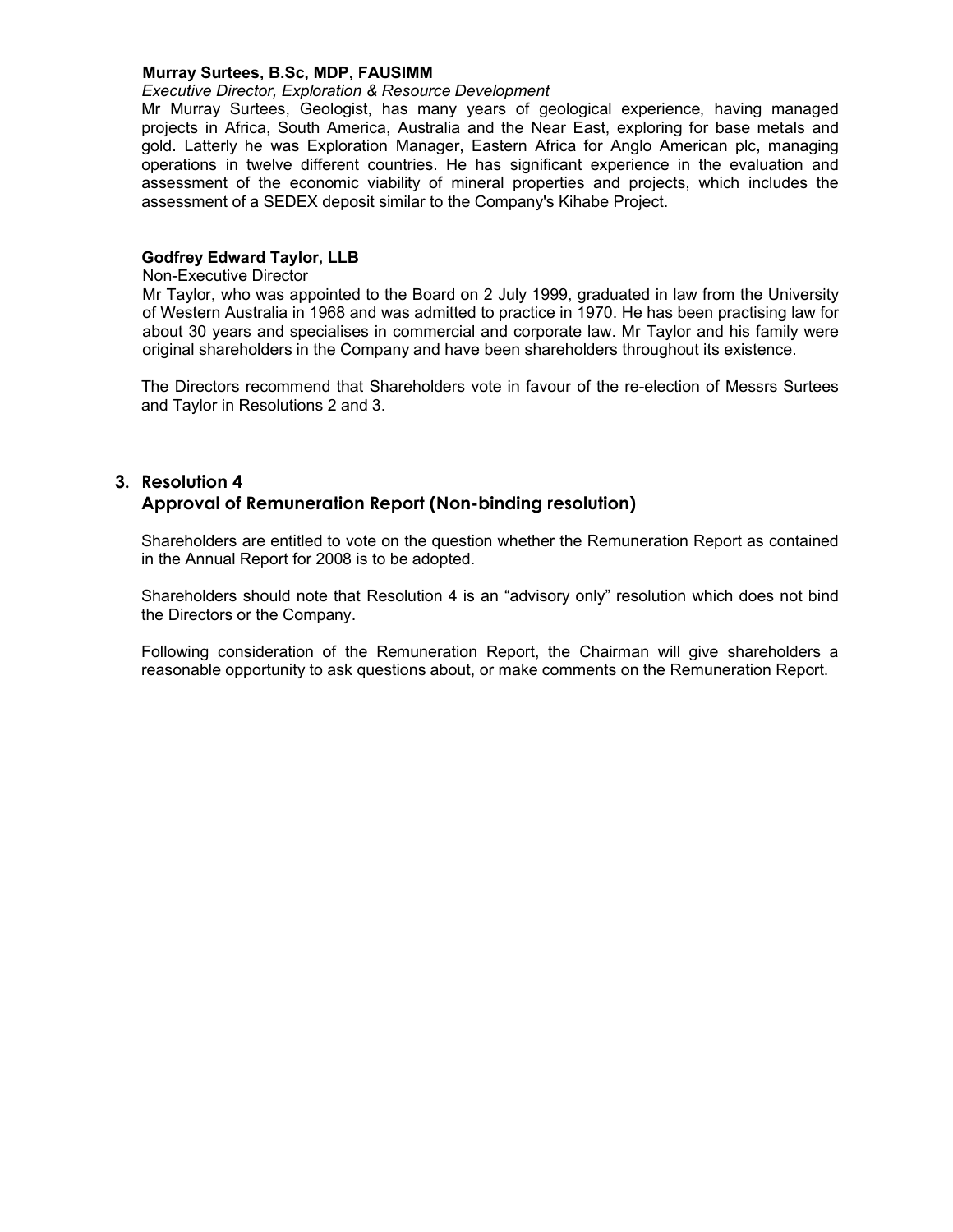**Murray Surtees, B.Sc, MDP, FAUSIMM**

*Executive Director, Exploration & Resource Development*

Mr Murray Surtees, Geologist, has many years of geological experience, having managed projects in Africa, South America, Australia and the Near East, exploring for base metals and gold. Latterly he was Exploration Manager, Eastern Africa for Anglo American plc, managing operations in twelve different countries. He has significant experience in the evaluation and assessment of the economic viability of mineral properties and projects, which includes the assessment of a SEDEX deposit similar to the Company's Kihabe Project.

**Godfrey Edward Taylor, LLB**

Non-Executive Director

Mr Taylor, who was appointed to the Board on 2 July 1999, graduated in law from the University of Western Australia in 1968 and was admitted to practice in 1970. He has been practising law for about 30 years and specialises in commercial and corporate law. Mr Taylor and his family were original shareholders in the Company and have been shareholders throughout its existence.

The Directors recommend that Shareholders vote in favour of the re-election of Messrs Surtees and Taylor in Resolutions 2 and 3.

## 3. Resolution 4
## Approval of Remuneration Report (Non-binding resolution)

Shareholders are entitled to vote on the question whether the Remuneration Report as contained in the Annual Report for 2008 is to be adopted.

Shareholders should note that Resolution 4 is an "advisory only" resolution which does not bind the Directors or the Company.

Following consideration of the Remuneration Report, the Chairman will give shareholders a reasonable opportunity to ask questions about, or make comments on the Remuneration Report.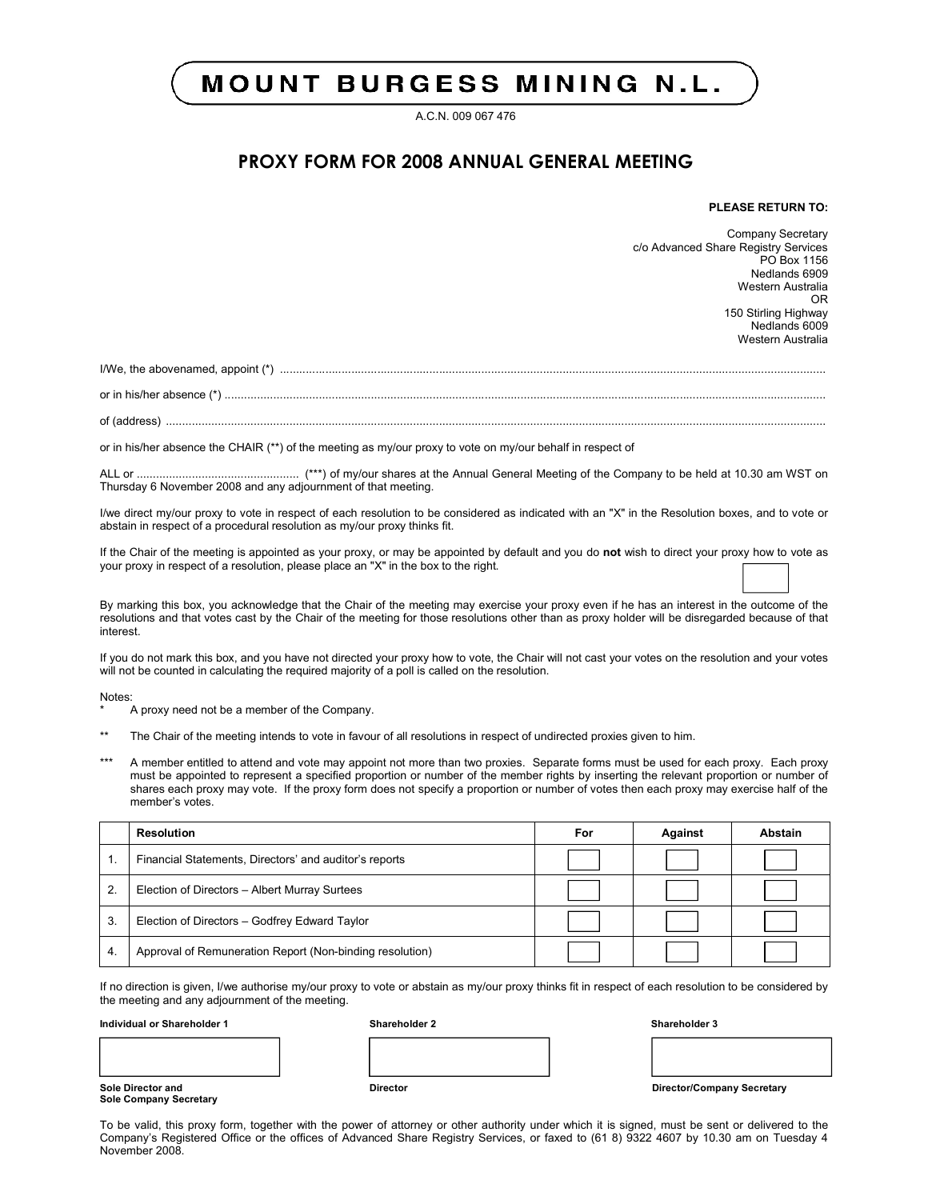# MOUNT BURGESS MINING N.L.

A.C.N. 009 067 476

## PROXY FORM FOR 2008 ANNUAL GENERAL MEETING

**PLEASE RETURN TO:**

Company Secretary
c/o Advanced Share Registry Services
PO Box 1156
Nedlands 6909
Western Australia
OR
150 Stirling Highway
Nedlands 6009
Western Australia

I/We, the abovenamed, appoint (*) ..........................................................................................................................................................................

or in his/her absence (*) ..........................................................................................................................................................................

of (address) ..........................................................................................................................................................................

or in his/her absence the CHAIR (**) of the meeting as my/our proxy to vote on my/our behalf in respect of

ALL or .................................................. (***) of my/our shares at the Annual General Meeting of the Company to be held at 10.30 am WST on Thursday 6 November 2008 and any adjournment of that meeting.

I/we direct my/our proxy to vote in respect of each resolution to be considered as indicated with an "X" in the Resolution boxes, and to vote or abstain in respect of a procedural resolution as my/our proxy thinks fit.

If the Chair of the meeting is appointed as your proxy, or may be appointed by default and you do **not** wish to direct your proxy how to vote as your proxy in respect of a resolution, please place an "X" in the box to the right. ☐

By marking this box, you acknowledge that the Chair of the meeting may exercise your proxy even if he has an interest in the outcome of the resolutions and that votes cast by the Chair of the meeting for those resolutions other than as proxy holder will be disregarded because of that interest.

If you do not mark this box, and you have not directed your proxy how to vote, the Chair will not cast your votes on the resolution and your votes will not be counted in calculating the required majority of a poll is called on the resolution.

Notes:

\* A proxy need not be a member of the Company.

\*\* The Chair of the meeting intends to vote in favour of all resolutions in respect of undirected proxies given to him.

\*\*\* A member entitled to attend and vote may appoint not more than two proxies. Separate forms must be used for each proxy. Each proxy must be appointed to represent a specified proportion or number of the member rights by inserting the relevant proportion or number of shares each proxy may vote. If the proxy form does not specify a proportion or number of votes then each proxy may exercise half of the member's votes.

| | Resolution | For | Against | Abstain |
|---|---|---|---|---|
| 1. | Financial Statements, Directors' and auditor's reports | ☐ | ☐ | ☐ |
| 2. | Election of Directors – Albert Murray Surtees | ☐ | ☐ | ☐ |
| 3. | Election of Directors – Godfrey Edward Taylor | ☐ | ☐ | ☐ |
| 4. | Approval of Remuneration Report (Non-binding resolution) | ☐ | ☐ | ☐ |

If no direction is given, I/we authorise my/our proxy to vote or abstain as my/our proxy thinks fit in respect of each resolution to be considered by the meeting and any adjournment of the meeting.

| **Individual or Shareholder 1** | **Shareholder 2** | **Shareholder 3** |
|---|---|---|
| | | |
| **Sole Director and Sole Company Secretary** | **Director** | **Director/Company Secretary** |

To be valid, this proxy form, together with the power of attorney or other authority under which it is signed, must be sent or delivered to the Company's Registered Office or the offices of Advanced Share Registry Services, or faxed to (61 8) 9322 4607 by 10.30 am on Tuesday 4 November 2008.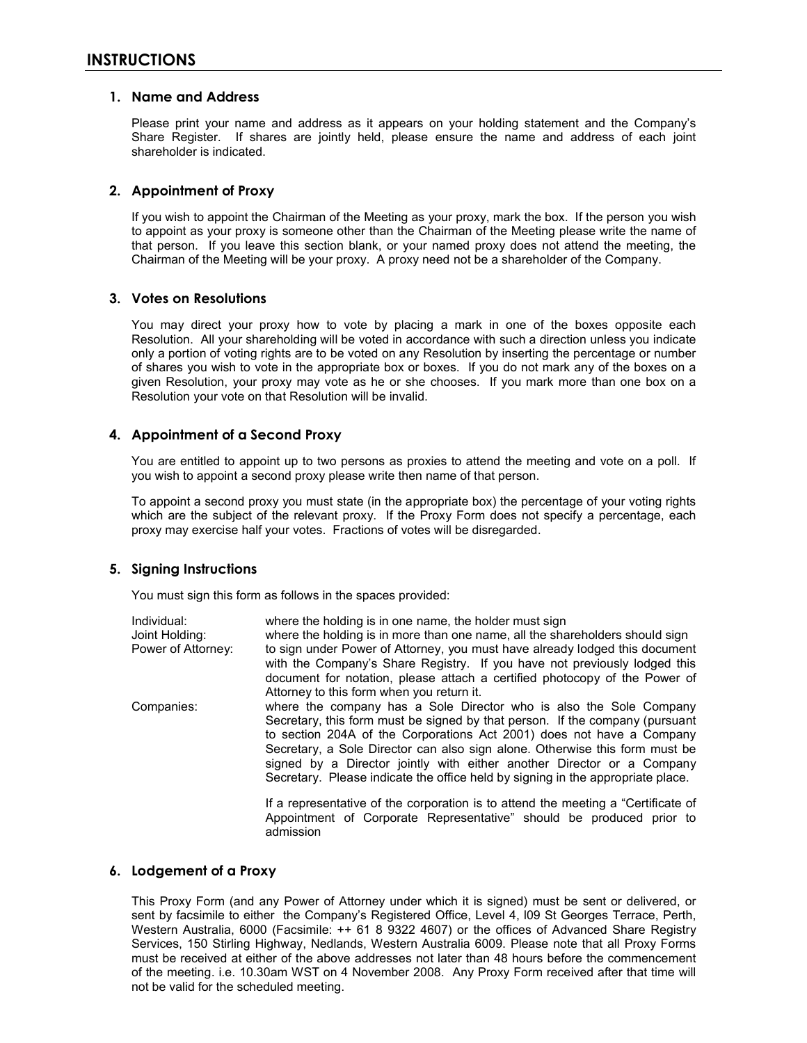## INSTRUCTIONS

### 1. Name and Address

Please print your name and address as it appears on your holding statement and the Company's Share Register. If shares are jointly held, please ensure the name and address of each joint shareholder is indicated.

### 2. Appointment of Proxy

If you wish to appoint the Chairman of the Meeting as your proxy, mark the box. If the person you wish to appoint as your proxy is someone other than the Chairman of the Meeting please write the name of that person. If you leave this section blank, or your named proxy does not attend the meeting, the Chairman of the Meeting will be your proxy. A proxy need not be a shareholder of the Company.

### 3. Votes on Resolutions

You may direct your proxy how to vote by placing a mark in one of the boxes opposite each Resolution. All your shareholding will be voted in accordance with such a direction unless you indicate only a portion of voting rights are to be voted on any Resolution by inserting the percentage or number of shares you wish to vote in the appropriate box or boxes. If you do not mark any of the boxes on a given Resolution, your proxy may vote as he or she chooses. If you mark more than one box on a Resolution your vote on that Resolution will be invalid.

### 4. Appointment of a Second Proxy

You are entitled to appoint up to two persons as proxies to attend the meeting and vote on a poll. If you wish to appoint a second proxy please write then name of that person.

To appoint a second proxy you must state (in the appropriate box) the percentage of your voting rights which are the subject of the relevant proxy. If the Proxy Form does not specify a percentage, each proxy may exercise half your votes. Fractions of votes will be disregarded.

### 5. Signing Instructions

You must sign this form as follows in the spaces provided:

| | |
|---|---|
| Individual: | where the holding is in one name, the holder must sign |
| Joint Holding: | where the holding is in more than one name, all the shareholders should sign |
| Power of Attorney: | to sign under Power of Attorney, you must have already lodged this document with the Company's Share Registry. If you have not previously lodged this document for notation, please attach a certified photocopy of the Power of Attorney to this form when you return it. |
| Companies: | where the company has a Sole Director who is also the Sole Company Secretary, this form must be signed by that person. If the company (pursuant to section 204A of the Corporations Act 2001) does not have a Company Secretary, a Sole Director can also sign alone. Otherwise this form must be signed by a Director jointly with either another Director or a Company Secretary. Please indicate the office held by signing in the appropriate place. |
| | If a representative of the corporation is to attend the meeting a "Certificate of Appointment of Corporate Representative" should be produced prior to admission |

### 6. Lodgement of a Proxy

This Proxy Form (and any Power of Attorney under which it is signed) must be sent or delivered, or sent by facsimile to either the Company's Registered Office, Level 4, l09 St Georges Terrace, Perth, Western Australia, 6000 (Facsimile: ++ 61 8 9322 4607) or the offices of Advanced Share Registry Services, 150 Stirling Highway, Nedlands, Western Australia 6009. Please note that all Proxy Forms must be received at either of the above addresses not later than 48 hours before the commencement of the meeting. i.e. 10.30am WST on 4 November 2008. Any Proxy Form received after that time will not be valid for the scheduled meeting.